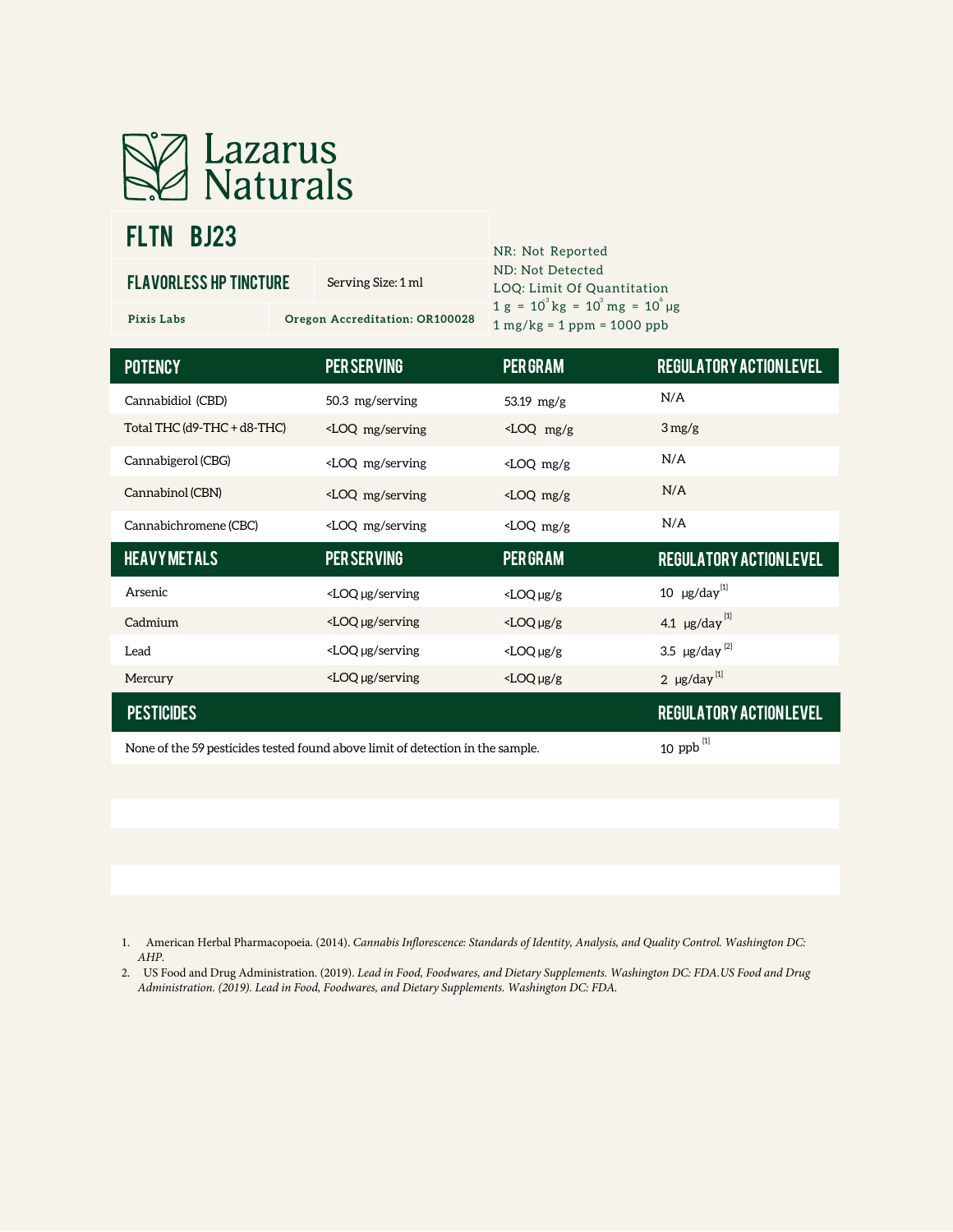# Lazarus Naturals

## FLTN BJ23

| FLAVORLESS HP TINCTURE | Serving Size: 1 ml |
|---|---|
| Pixis Labs | Oregon Accreditation: OR100028 |

NR: Not Reported
ND: Not Detected
LOQ: Limit Of Quantitation
1 g = $10^{-3}$ kg = $10^{3}$ mg = $10^{6}$ µg
1 mg/kg = 1 ppm = 1000 ppb

| POTENCY | PER SERVING | PER GRAM | REGULATORY ACTION LEVEL |
|---|---|---|---|
| Cannabidiol (CBD) | 50.3 mg/serving | 53.19 mg/g | N/A |
| Total THC (d9-THC + d8-THC) | <LOQ mg/serving | <LOQ mg/g | 3 mg/g |
| Cannabigerol (CBG) | <LOQ mg/serving | <LOQ mg/g | N/A |
| Cannabinol (CBN) | <LOQ mg/serving | <LOQ mg/g | N/A |
| Cannabichromene (CBC) | <LOQ mg/serving | <LOQ mg/g | N/A |
| **HEAVY METALS** | **PER SERVING** | **PER GRAM** | **REGULATORY ACTION LEVEL** |
| Arsenic | <LOQ µg/serving | <LOQ µg/g | 10 µg/day [1] |
| Cadmium | <LOQ µg/serving | <LOQ µg/g | 4.1 µg/day [1] |
| Lead | <LOQ µg/serving | <LOQ µg/g | 3.5 µg/day [2] |
| Mercury | <LOQ µg/serving | <LOQ µg/g | 2 µg/day [1] |
| **PESTICIDES** | | | **REGULATORY ACTION LEVEL** |
| None of the 59 pesticides tested found above limit of detection in the sample. | | | 10 ppb [1] |

1. American Herbal Pharmacopoeia. (2014). *Cannabis Inflorescence: Standards of Identity, Analysis, and Quality Control. Washington DC: AHP.*
2. US Food and Drug Administration. (2019). *Lead in Food, Foodwares, and Dietary Supplements. Washington DC: FDA.US Food and Drug Administration. (2019). Lead in Food, Foodwares, and Dietary Supplements. Washington DC: FDA.*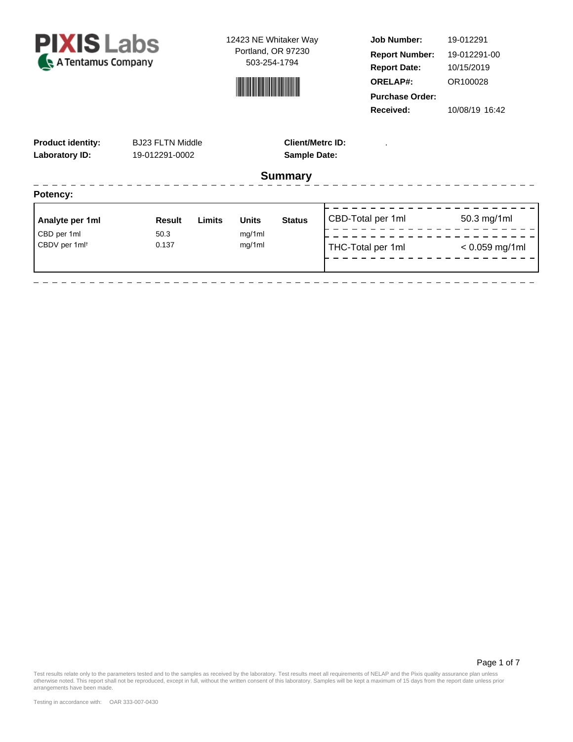**PIXIS Labs**
A Tentamus Company

12423 NE Whitaker Way
Portland, OR 97230
503-254-1794

| | |
|---|---|
| **Job Number:** | 19-012291 |
| **Report Number:** | 19-012291-00 |
| **Report Date:** | 10/15/2019 |
| **ORELAP#:** | OR100028 |
| **Purchase Order:** | |
| **Received:** | 10/08/19 16:42 |

| | | | |
|---|---|---|---|
| **Product identity:** | BJ23 FLTN Middle | **Client/Metrc ID:** | . |
| **Laboratory ID:** | 19-012291-0002 | **Sample Date:** | |

## Summary

**Potency:**

| Analyte per 1ml | Result | Limits | Units | Status |
|---|---|---|---|---|
| CBD per 1ml | 50.3 | | mg/1ml | |
| CBDV per 1ml† | 0.137 | | mg/1ml | |

| | |
|---|---|
| CBD-Total per 1ml | 50.3 mg/1ml |
| THC-Total per 1ml | < 0.059 mg/1ml |

Test results relate only to the parameters tested and to the samples as received by the laboratory. Test results meet all requirements of NELAP and the Pixis quality assurance plan unless otherwise noted. This report shall not be reproduced, except in full, without the written consent of this laboratory. Samples will be kept a maximum of 15 days from the report date unless prior arrangements have been made.

Testing in accordance with: OAR 333-007-0430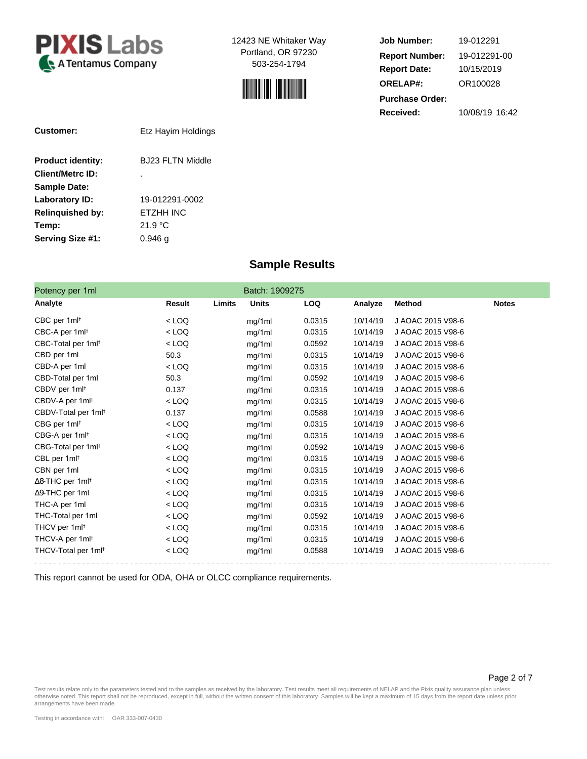**PIXIS Labs** A Tentamus Company

12423 NE Whitaker Way
Portland, OR 97230
503-254-1794

| | |
|---|---|
| **Job Number:** | 19-012291 |
| **Report Number:** | 19-012291-00 |
| **Report Date:** | 10/15/2019 |
| **ORELAP#:** | OR100028 |
| **Purchase Order:** | |
| **Received:** | 10/08/19 16:42 |

| | |
|---|---|
| **Customer:** | Etz Hayim Holdings |
| **Product identity:** | BJ23 FLTN Middle |
| **Client/Metrc ID:** | . |
| **Sample Date:** | |
| **Laboratory ID:** | 19-012291-0002 |
| **Relinquished by:** | ETZHH INC |
| **Temp:** | 21.9 °C |
| **Serving Size #1:** | 0.946 g |

## Sample Results

**Potency per 1ml** — Batch: 1909275

| Analyte | Result | Limits | Units | LOQ | Analyze | Method | Notes |
|---|---|---|---|---|---|---|---|
| CBC per 1ml† | < LOQ | | mg/1ml | 0.0315 | 10/14/19 | J AOAC 2015 V98-6 | |
| CBC-A per 1ml† | < LOQ | | mg/1ml | 0.0315 | 10/14/19 | J AOAC 2015 V98-6 | |
| CBC-Total per 1ml† | < LOQ | | mg/1ml | 0.0592 | 10/14/19 | J AOAC 2015 V98-6 | |
| CBD per 1ml | 50.3 | | mg/1ml | 0.0315 | 10/14/19 | J AOAC 2015 V98-6 | |
| CBD-A per 1ml | < LOQ | | mg/1ml | 0.0315 | 10/14/19 | J AOAC 2015 V98-6 | |
| CBD-Total per 1ml | 50.3 | | mg/1ml | 0.0592 | 10/14/19 | J AOAC 2015 V98-6 | |
| CBDV per 1ml† | 0.137 | | mg/1ml | 0.0315 | 10/14/19 | J AOAC 2015 V98-6 | |
| CBDV-A per 1ml† | < LOQ | | mg/1ml | 0.0315 | 10/14/19 | J AOAC 2015 V98-6 | |
| CBDV-Total per 1ml† | 0.137 | | mg/1ml | 0.0588 | 10/14/19 | J AOAC 2015 V98-6 | |
| CBG per 1ml† | < LOQ | | mg/1ml | 0.0315 | 10/14/19 | J AOAC 2015 V98-6 | |
| CBG-A per 1ml† | < LOQ | | mg/1ml | 0.0315 | 10/14/19 | J AOAC 2015 V98-6 | |
| CBG-Total per 1ml† | < LOQ | | mg/1ml | 0.0592 | 10/14/19 | J AOAC 2015 V98-6 | |
| CBL per 1ml† | < LOQ | | mg/1ml | 0.0315 | 10/14/19 | J AOAC 2015 V98-6 | |
| CBN per 1ml | < LOQ | | mg/1ml | 0.0315 | 10/14/19 | J AOAC 2015 V98-6 | |
| Δ8-THC per 1ml† | < LOQ | | mg/1ml | 0.0315 | 10/14/19 | J AOAC 2015 V98-6 | |
| Δ9-THC per 1ml | < LOQ | | mg/1ml | 0.0315 | 10/14/19 | J AOAC 2015 V98-6 | |
| THC-A per 1ml | < LOQ | | mg/1ml | 0.0315 | 10/14/19 | J AOAC 2015 V98-6 | |
| THC-Total per 1ml | < LOQ | | mg/1ml | 0.0592 | 10/14/19 | J AOAC 2015 V98-6 | |
| THCV per 1ml† | < LOQ | | mg/1ml | 0.0315 | 10/14/19 | J AOAC 2015 V98-6 | |
| THCV-A per 1ml† | < LOQ | | mg/1ml | 0.0315 | 10/14/19 | J AOAC 2015 V98-6 | |
| THCV-Total per 1ml† | < LOQ | | mg/1ml | 0.0588 | 10/14/19 | J AOAC 2015 V98-6 | |

This report cannot be used for ODA, OHA or OLCC compliance requirements.

Test results relate only to the parameters tested and to the samples as received by the laboratory. Test results meet all requirements of NELAP and the Pixis quality assurance plan unless otherwise noted. This report shall not be reproduced, except in full, without the written consent of this laboratory. Samples will be kept a maximum of 15 days from the report date unless prior arrangements have been made.

Testing in accordance with: OAR 333-007-0430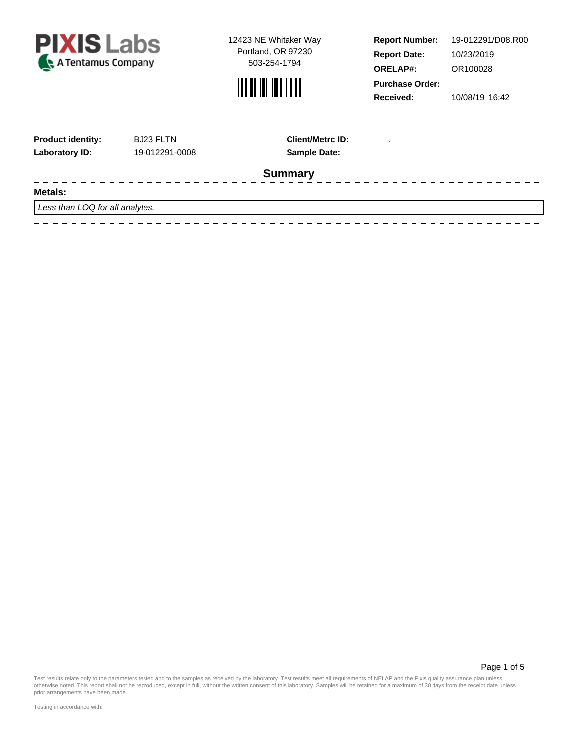**PIXIS Labs**
A Tentamus Company

12423 NE Whitaker Way
Portland, OR 97230
503-254-1794

| | |
|---|---|
| **Report Number:** | 19-012291/D08.R00 |
| **Report Date:** | 10/23/2019 |
| **ORELAP#:** | OR100028 |
| **Purchase Order:** | |
| **Received:** | 10/08/19 16:42 |

| | | | |
|---|---|---|---|
| **Product identity:** | BJ23 FLTN | **Client/Metrc ID:** | . |
| **Laboratory ID:** | 19-012291-0008 | **Sample Date:** | |

## Summary

**Metals:**

*Less than LOQ for all analytes.*

Test results relate only to the parameters tested and to the samples as received by the laboratory. Test results meet all requirements of NELAP and the Pixis quality assurance plan unless otherwise noted. This report shall not be reproduced, except in full, without the written consent of this laboratory. Samples will be retained for a maximum of 30 days from the receipt date unless prior arrangements have been made.

Testing in accordance with: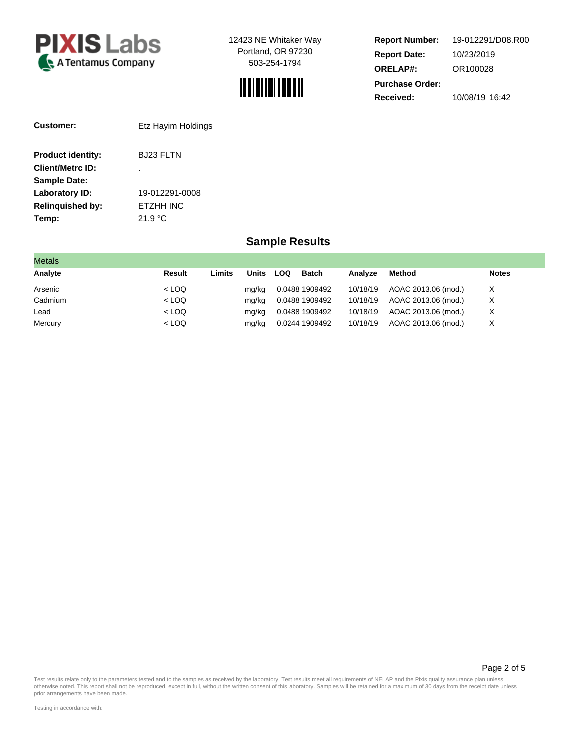**PIXIS Labs**
A Tentamus Company

12423 NE Whitaker Way
Portland, OR 97230
503-254-1794

| | |
|---|---|
| **Report Number:** | 19-012291/D08.R00 |
| **Report Date:** | 10/23/2019 |
| **ORELAP#:** | OR100028 |
| **Purchase Order:** | |
| **Received:** | 10/08/19 16:42 |

| | |
|---|---|
| **Customer:** | Etz Hayim Holdings |
| **Product identity:** | BJ23 FLTN |
| **Client/Metrc ID:** | . |
| **Sample Date:** | |
| **Laboratory ID:** | 19-012291-0008 |
| **Relinquished by:** | ETZHH INC |
| **Temp:** | 21.9 °C |

## Sample Results

**Metals**

| Analyte | Result | Limits | Units | LOQ | Batch | Analyze | Method | Notes |
|---|---|---|---|---|---|---|---|---|
| Arsenic | < LOQ | | mg/kg | 0.0488 | 1909492 | 10/18/19 | AOAC 2013.06 (mod.) | X |
| Cadmium | < LOQ | | mg/kg | 0.0488 | 1909492 | 10/18/19 | AOAC 2013.06 (mod.) | X |
| Lead | < LOQ | | mg/kg | 0.0488 | 1909492 | 10/18/19 | AOAC 2013.06 (mod.) | X |
| Mercury | < LOQ | | mg/kg | 0.0244 | 1909492 | 10/18/19 | AOAC 2013.06 (mod.) | X |

Test results relate only to the parameters tested and to the samples as received by the laboratory. Test results meet all requirements of NELAP and the Pixis quality assurance plan unless otherwise noted. This report shall not be reproduced, except in full, without the written consent of this laboratory. Samples will be retained for a maximum of 30 days from the receipt date unless prior arrangements have been made.

Testing in accordance with: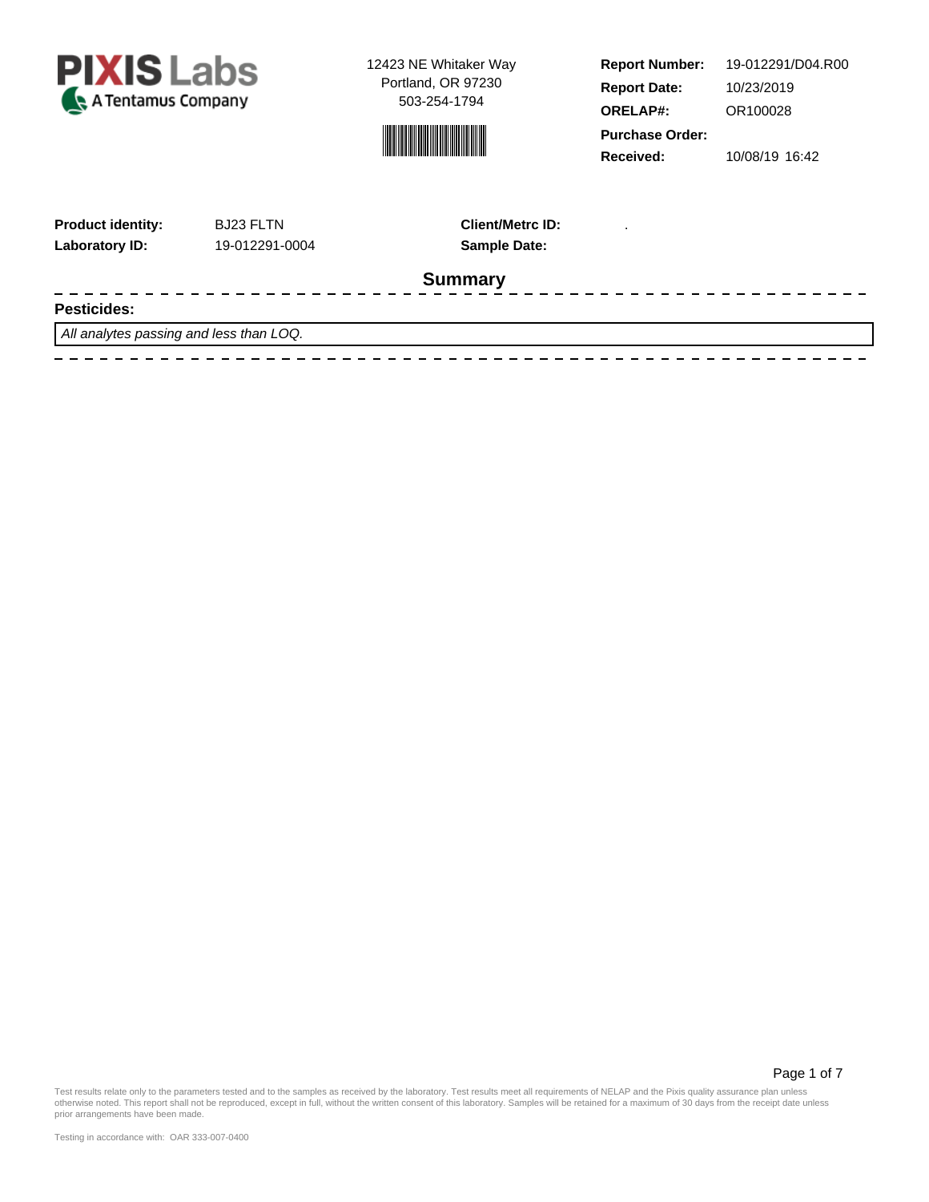PIXIS Labs
A Tentamus Company

12423 NE Whitaker Way
Portland, OR 97230
503-254-1794

| | |
|---|---|
| **Report Number:** | 19-012291/D04.R00 |
| **Report Date:** | 10/23/2019 |
| **ORELAP#:** | OR100028 |
| **Purchase Order:** | |
| **Received:** | 10/08/19 16:42 |

| | | | |
|---|---|---|---|
| **Product identity:** | BJ23 FLTN | **Client/Metrc ID:** | . |
| **Laboratory ID:** | 19-012291-0004 | **Sample Date:** | |

## Summary

**Pesticides:**

*All analytes passing and less than LOQ.*

Test results relate only to the parameters tested and to the samples as received by the laboratory. Test results meet all requirements of NELAP and the Pixis quality assurance plan unless otherwise noted. This report shall not be reproduced, except in full, without the written consent of this laboratory. Samples will be retained for a maximum of 30 days from the receipt date unless prior arrangements have been made.

Testing in accordance with: OAR 333-007-0400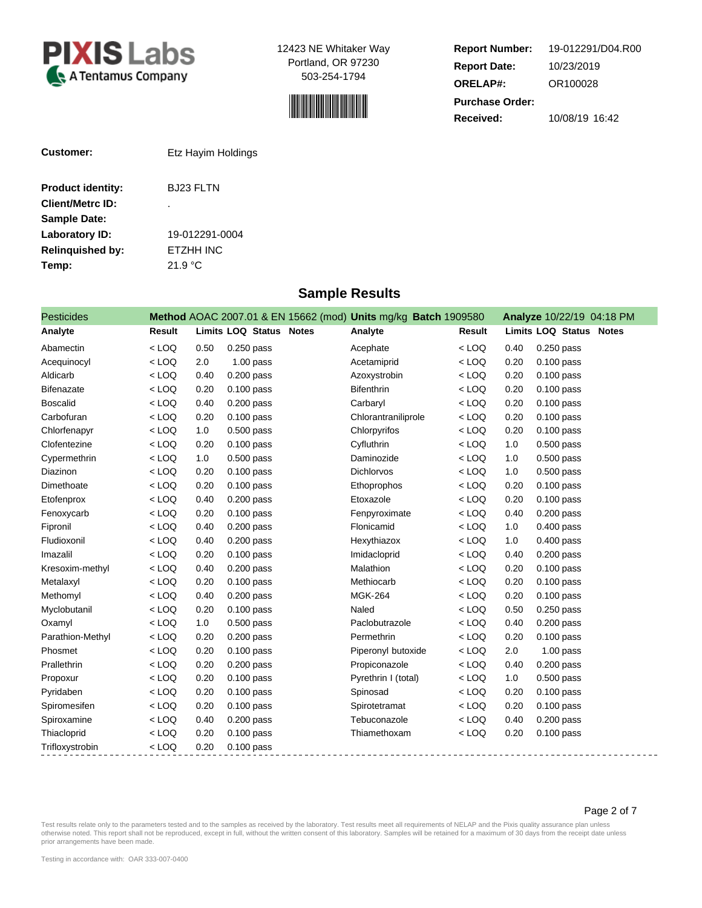**PIXIS Labs**
A Tentamus Company

12423 NE Whitaker Way
Portland, OR 97230
503-254-1794

**Report Number:** 19-012291/D04.R00
**Report Date:** 10/23/2019
**ORELAP#:** OR100028
**Purchase Order:**
**Received:** 10/08/19 16:42

**Customer:** Etz Hayim Holdings

**Product identity:** BJ23 FLTN
**Client/Metrc ID:** .
**Sample Date:**
**Laboratory ID:** 19-012291-0004
**Relinquished by:** ETZHH INC
**Temp:** 21.9 °C

## Sample Results

Pesticides — **Method** AOAC 2007.01 & EN 15662 (mod) **Units** mg/kg **Batch** 1909580 **Analyze** 10/22/19 04:18 PM

| Analyte | Result | Limits | LOQ | Status | Notes | Analyte | Result | Limits | LOQ | Status | Notes |
|---|---|---|---|---|---|---|---|---|---|---|---|
| Abamectin | < LOQ | 0.50 | 0.250 | pass | | Acephate | < LOQ | 0.40 | 0.250 | pass | |
| Acequinocyl | < LOQ | 2.0 | 1.00 | pass | | Acetamiprid | < LOQ | 0.20 | 0.100 | pass | |
| Aldicarb | < LOQ | 0.40 | 0.200 | pass | | Azoxystrobin | < LOQ | 0.20 | 0.100 | pass | |
| Bifenazate | < LOQ | 0.20 | 0.100 | pass | | Bifenthrin | < LOQ | 0.20 | 0.100 | pass | |
| Boscalid | < LOQ | 0.40 | 0.200 | pass | | Carbaryl | < LOQ | 0.20 | 0.100 | pass | |
| Carbofuran | < LOQ | 0.20 | 0.100 | pass | | Chlorantraniliprole | < LOQ | 0.20 | 0.100 | pass | |
| Chlorfenapyr | < LOQ | 1.0 | 0.500 | pass | | Chlorpyrifos | < LOQ | 0.20 | 0.100 | pass | |
| Clofentezine | < LOQ | 0.20 | 0.100 | pass | | Cyfluthrin | < LOQ | 1.0 | 0.500 | pass | |
| Cypermethrin | < LOQ | 1.0 | 0.500 | pass | | Daminozide | < LOQ | 1.0 | 0.500 | pass | |
| Diazinon | < LOQ | 0.20 | 0.100 | pass | | Dichlorvos | < LOQ | 1.0 | 0.500 | pass | |
| Dimethoate | < LOQ | 0.20 | 0.100 | pass | | Ethoprophos | < LOQ | 0.20 | 0.100 | pass | |
| Etofenprox | < LOQ | 0.40 | 0.200 | pass | | Etoxazole | < LOQ | 0.20 | 0.100 | pass | |
| Fenoxycarb | < LOQ | 0.20 | 0.100 | pass | | Fenpyroximate | < LOQ | 0.40 | 0.200 | pass | |
| Fipronil | < LOQ | 0.40 | 0.200 | pass | | Flonicamid | < LOQ | 1.0 | 0.400 | pass | |
| Fludioxonil | < LOQ | 0.40 | 0.200 | pass | | Hexythiazox | < LOQ | 1.0 | 0.400 | pass | |
| Imazalil | < LOQ | 0.20 | 0.100 | pass | | Imidacloprid | < LOQ | 0.40 | 0.200 | pass | |
| Kresoxim-methyl | < LOQ | 0.40 | 0.200 | pass | | Malathion | < LOQ | 0.20 | 0.100 | pass | |
| Metalaxyl | < LOQ | 0.20 | 0.100 | pass | | Methiocarb | < LOQ | 0.20 | 0.100 | pass | |
| Methomyl | < LOQ | 0.40 | 0.200 | pass | | MGK-264 | < LOQ | 0.20 | 0.100 | pass | |
| Myclobutanil | < LOQ | 0.20 | 0.100 | pass | | Naled | < LOQ | 0.50 | 0.250 | pass | |
| Oxamyl | < LOQ | 1.0 | 0.500 | pass | | Paclobutrazole | < LOQ | 0.40 | 0.200 | pass | |
| Parathion-Methyl | < LOQ | 0.20 | 0.200 | pass | | Permethrin | < LOQ | 0.20 | 0.100 | pass | |
| Phosmet | < LOQ | 0.20 | 0.100 | pass | | Piperonyl butoxide | < LOQ | 2.0 | 1.00 | pass | |
| Prallethrin | < LOQ | 0.20 | 0.200 | pass | | Propiconazole | < LOQ | 0.40 | 0.200 | pass | |
| Propoxur | < LOQ | 0.20 | 0.100 | pass | | Pyrethrin I (total) | < LOQ | 1.0 | 0.500 | pass | |
| Pyridaben | < LOQ | 0.20 | 0.100 | pass | | Spinosad | < LOQ | 0.20 | 0.100 | pass | |
| Spiromesifen | < LOQ | 0.20 | 0.100 | pass | | Spirotetramat | < LOQ | 0.20 | 0.100 | pass | |
| Spiroxamine | < LOQ | 0.40 | 0.200 | pass | | Tebuconazole | < LOQ | 0.40 | 0.200 | pass | |
| Thiacloprid | < LOQ | 0.20 | 0.100 | pass | | Thiamethoxam | < LOQ | 0.20 | 0.100 | pass | |
| Trifloxystrobin | < LOQ | 0.20 | 0.100 | pass | | | | | | | |

Test results relate only to the parameters tested and to the samples as received by the laboratory. Test results meet all requirements of NELAP and the Pixis quality assurance plan unless otherwise noted. This report shall not be reproduced, except in full, without the written consent of this laboratory. Samples will be retained for a maximum of 30 days from the receipt date unless prior arrangements have been made.

Testing in accordance with: OAR 333-007-0400